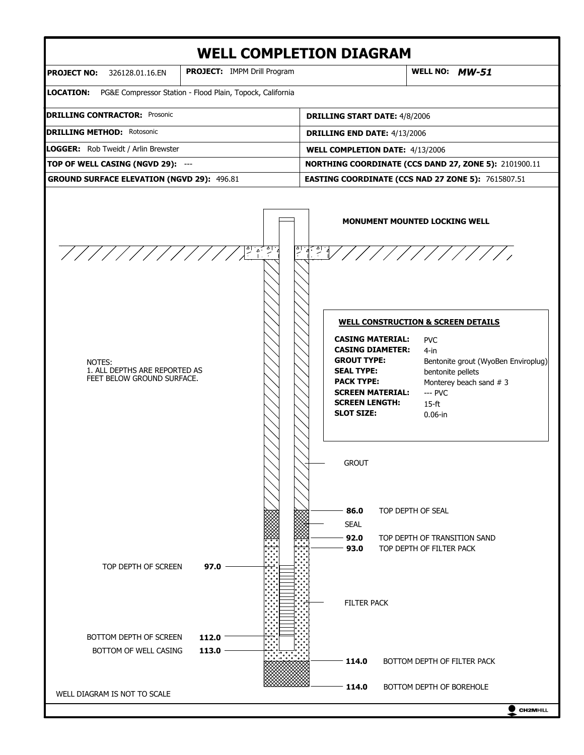# WELL COMPLETION DIAGRAM

| **PROJECT NO:** 326128.01.16.EN | **PROJECT:** IMPM Drill Program | **WELL NO:** ***MW-51*** |
|---|---|---|

**LOCATION:** PG&E Compressor Station - Flood Plain, Topock, California

| | |
|---|---|
| **DRILLING CONTRACTOR:** Prosonic | **DRILLING START DATE:** 4/8/2006 |
| **DRILLING METHOD:** Rotosonic | **DRILLING END DATE:** 4/13/2006 |
| **LOGGER:** Rob Tweidt / Arlin Brewster | **WELL COMPLETION DATE:** 4/13/2006 |
| **TOP OF WELL CASING (NGVD 29):** --- | **NORTHING COORDINATE (CCS DAND 27, ZONE 5):** 2101900.11 |
| **GROUND SURFACE ELEVATION (NGVD 29):** 496.81 | **EASTING COORDINATE (CCS NAD 27 ZONE 5):** 7615807.51 |

**MONUMENT MOUNTED LOCKING WELL**

**WELL CONSTRUCTION & SCREEN DETAILS**

| | |
|---|---|
| **CASING MATERIAL:** | PVC |
| **CASING DIAMETER:** | 4-in |
| **GROUT TYPE:** | Bentonite grout (WyoBen Enviroplug) |
| **SEAL TYPE:** | bentonite pellets |
| **PACK TYPE:** | Monterey beach sand # 3 |
| **SCREEN MATERIAL:** | --- PVC |
| **SCREEN LENGTH:** | 15-ft |
| **SLOT SIZE:** | 0.06-in |

NOTES:
1. ALL DEPTHS ARE REPORTED AS FEET BELOW GROUND SURFACE.

GROUT

**86.0** TOP DEPTH OF SEAL

SEAL

**92.0** TOP DEPTH OF TRANSITION SAND

**93.0** TOP DEPTH OF FILTER PACK

TOP DEPTH OF SCREEN **97.0**

FILTER PACK

BOTTOM DEPTH OF SCREEN **112.0**

BOTTOM OF WELL CASING **113.0**

**114.0** BOTTOM DEPTH OF FILTER PACK

**114.0** BOTTOM DEPTH OF BOREHOLE

WELL DIAGRAM IS NOT TO SCALE

CH2MHILL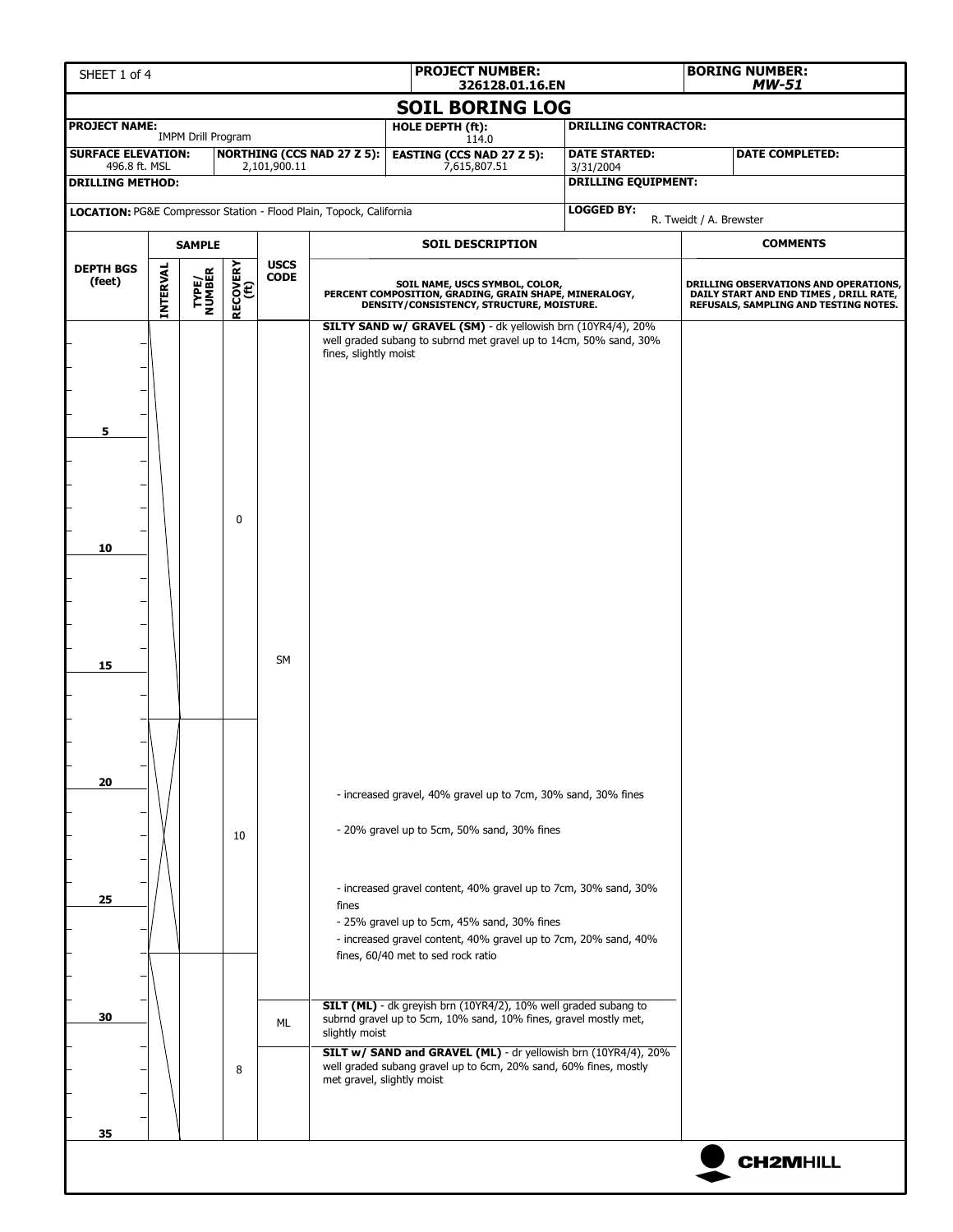SHEET 1 of 4

**PROJECT NUMBER:** 326128.01.16.EN

**BORING NUMBER:** *MW-51*

# SOIL BORING LOG

| **PROJECT NAME:** IMPM Drill Program | | **HOLE DEPTH (ft):** 114.0 | **DRILLING CONTRACTOR:** | |
|---|---|---|---|---|
| **SURFACE ELEVATION:** 496.8 ft. MSL | **NORTHING (CCS NAD 27 Z 5):** 2,101,900.11 | **EASTING (CCS NAD 27 Z 5):** 7,615,807.51 | **DATE STARTED:** 3/31/2004 | **DATE COMPLETED:** |
| **DRILLING METHOD:** | | | **DRILLING EQUIPMENT:** | |
| **LOCATION:** PG&E Compressor Station - Flood Plain, Topock, California | | | **LOGGED BY:** R. Tweidt / A. Brewster | |

| DEPTH BGS (feet) | SAMPLE INTERVAL | SAMPLE TYPE/ NUMBER | SAMPLE RECOVERY (ft) | USCS CODE | SOIL DESCRIPTION (SOIL NAME, USCS SYMBOL, COLOR, PERCENT COMPOSITION, GRADING, GRAIN SHAPE, MINERALOGY, DENSITY/CONSISTENCY, STRUCTURE, MOISTURE.) | COMMENTS (DRILLING OBSERVATIONS AND OPERATIONS, DAILY START AND END TIMES, DRILL RATE, REFUSALS, SAMPLING AND TESTING NOTES.) |
|---|---|---|---|---|---|---|
| 0–17 | | | 0 | SM | **SILTY SAND w/ GRAVEL (SM)** - dk yellowish brn (10YR4/4), 20% well graded subang to subrnd met gravel up to 14cm, 50% sand, 30% fines, slightly moist | |
| 17–27 | | | 10 | SM | - increased gravel, 40% gravel up to 7cm, 30% sand, 30% fines<br>- 20% gravel up to 5cm, 50% sand, 30% fines<br>- increased gravel content, 40% gravel up to 7cm, 30% sand, 30% fines<br>- 25% gravel up to 5cm, 45% sand, 30% fines<br>- increased gravel content, 40% gravel up to 7cm, 20% sand, 40% fines, 60/40 met to sed rock ratio | |
| 27–35 | | | 8 | ML | **SILT (ML)** - dk greyish brn (10YR4/2), 10% well graded subang to subrnd gravel up to 5cm, 10% sand, 10% fines, gravel mostly met, slightly moist<br>**SILT w/ SAND and GRAVEL (ML)** - dr yellowish brn (10YR4/4), 20% well graded subang gravel up to 6cm, 20% sand, 60% fines, mostly met gravel, slightly moist | |

CH2MHILL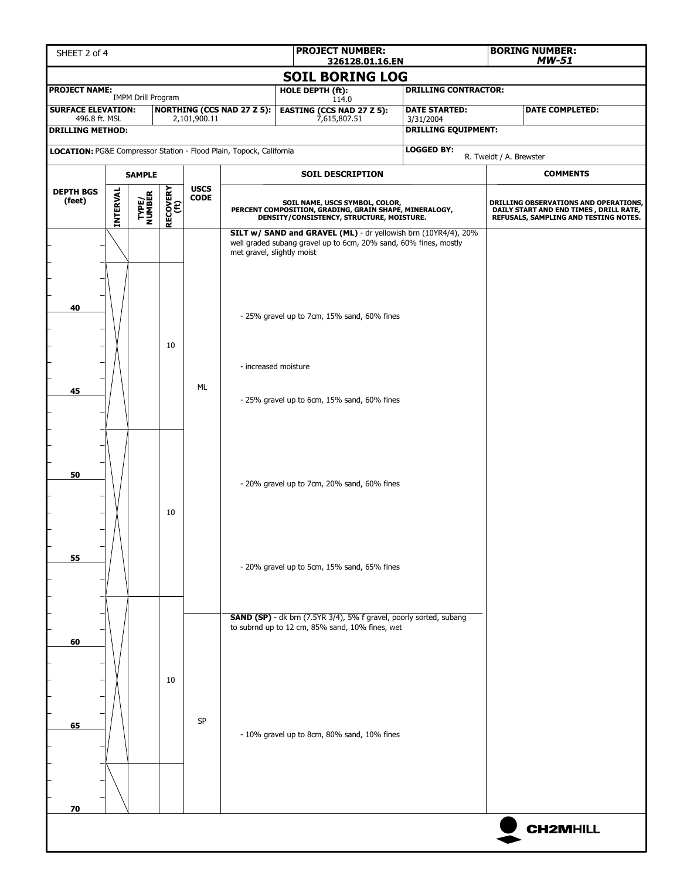| SHEET 2 of 4 | PROJECT NUMBER: 326128.01.16.EN | BORING NUMBER: *MW-51* |
|---|---|---|

## SOIL BORING LOG

| PROJECT NAME: IMPM Drill Program | HOLE DEPTH (ft): 114.0 | DRILLING CONTRACTOR: | |
|---|---|---|---|
| SURFACE ELEVATION: 496.8 ft. MSL / NORTHING (CCS NAD 27 Z 5): 2,101,900.11 | EASTING (CCS NAD 27 Z 5): 7,615,807.51 | DATE STARTED: 3/31/2004 | DATE COMPLETED: |
| DRILLING METHOD: | | DRILLING EQUIPMENT: | |
| LOCATION: PG&E Compressor Station - Flood Plain, Topock, California | | LOGGED BY: R. Tweidt / A. Brewster | |

| DEPTH BGS (feet) | SAMPLE: INTERVAL | SAMPLE: TYPE/NUMBER | SAMPLE: RECOVERY (ft) | USCS CODE | SOIL DESCRIPTION: SOIL NAME, USCS SYMBOL, COLOR, PERCENT COMPOSITION, GRADING, GRAIN SHAPE, MINERALOGY, DENSITY/CONSISTENCY, STRUCTURE, MOISTURE. | COMMENTS: DRILLING OBSERVATIONS AND OPERATIONS, DAILY START AND END TIMES, DRILL RATE, REFUSALS, SAMPLING AND TESTING NOTES. |
|---|---|---|---|---|---|---|
| | | | | ML | **SILT w/ SAND and GRAVEL (ML)** - dr yellowish brn (10YR4/4), 20% well graded subang gravel up to 6cm, 20% sand, 60% fines, mostly met gravel, slightly moist | |
| 40 | | | | | - 25% gravel up to 7cm, 15% sand, 60% fines | |
| | | | 10 | | | |
| | | | | | - increased moisture | |
| 45 | | | | | - 25% gravel up to 6cm, 15% sand, 60% fines | |
| 50 | | | | | - 20% gravel up to 7cm, 20% sand, 60% fines | |
| | | | 10 | | | |
| 55 | | | | | - 20% gravel up to 5cm, 15% sand, 65% fines | |
| | | | | SP | **SAND (SP)** - dk brn (7.5YR 3/4), 5% f gravel, poorly sorted, subang to subrnd up to 12 cm, 85% sand, 10% fines, wet | |
| 60 | | | | | | |
| | | | 10 | | | |
| 65 | | | | | - 10% gravel up to 8cm, 80% sand, 10% fines | |
| 70 | | | | | | |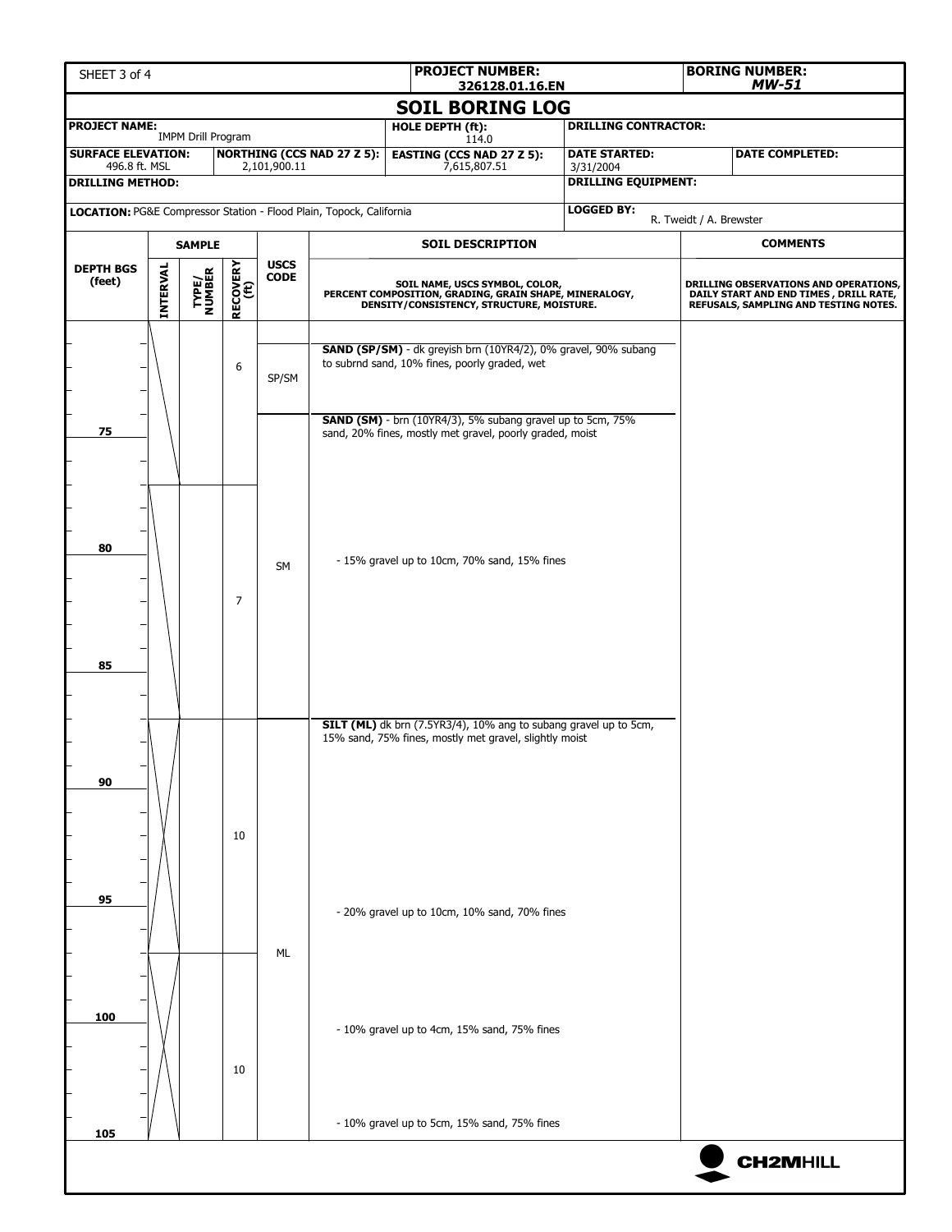SHEET 3 of 4

**PROJECT NUMBER:** 326128.01.16.EN

**BORING NUMBER:** *MW-51*

# SOIL BORING LOG

| | | | |
|---|---|---|---|
| **PROJECT NAME:** IMPM Drill Program | **HOLE DEPTH (ft):** 114.0 | **DRILLING CONTRACTOR:** | |
| **SURFACE ELEVATION:** 496.8 ft. MSL<br>**NORTHING (CCS NAD 27 Z 5):** 2,101,900.11 | **EASTING (CCS NAD 27 Z 5):** 7,615,807.51 | **DATE STARTED:** 3/31/2004 | **DATE COMPLETED:** |
| **DRILLING METHOD:** | | **DRILLING EQUIPMENT:** | |
| **LOCATION:** PG&E Compressor Station - Flood Plain, Topock, California | | **LOGGED BY:** R. Tweidt / A. Brewster | |

| DEPTH BGS (feet) | SAMPLE INTERVAL | SAMPLE TYPE/ NUMBER | RECOVERY (ft) | USCS CODE | SOIL DESCRIPTION (SOIL NAME, USCS SYMBOL, COLOR, PERCENT COMPOSITION, GRADING, GRAIN SHAPE, MINERALOGY, DENSITY/CONSISTENCY, STRUCTURE, MOISTURE.) | COMMENTS (DRILLING OBSERVATIONS AND OPERATIONS, DAILY START AND END TIMES, DRILL RATE, REFUSALS, SAMPLING AND TESTING NOTES.) |
|---|---|---|---|---|---|---|
| | | | 6 | SP/SM | **SAND (SP/SM)** - dk greyish brn (10YR4/2), 0% gravel, 90% subang to subrnd sand, 10% fines, poorly graded, wet | |
| 75 | | | | SM | **SAND (SM)** - brn (10YR4/3), 5% subang gravel up to 5cm, 75% sand, 20% fines, mostly met gravel, poorly graded, moist | |
| 80 | | | 7 | SM | - 15% gravel up to 10cm, 70% sand, 15% fines | |
| 85 | | | | | | |
| 90 | | | 10 | ML | **SILT (ML)** dk brn (7.5YR3/4), 10% ang to subang gravel up to 5cm, 15% sand, 75% fines, mostly met gravel, slightly moist | |
| 95 | | | | ML | - 20% gravel up to 10cm, 10% sand, 70% fines | |
| 100 | | | 10 | ML | - 10% gravel up to 4cm, 15% sand, 75% fines | |
| 105 | | | | ML | - 10% gravel up to 5cm, 15% sand, 75% fines | |

CH2MHILL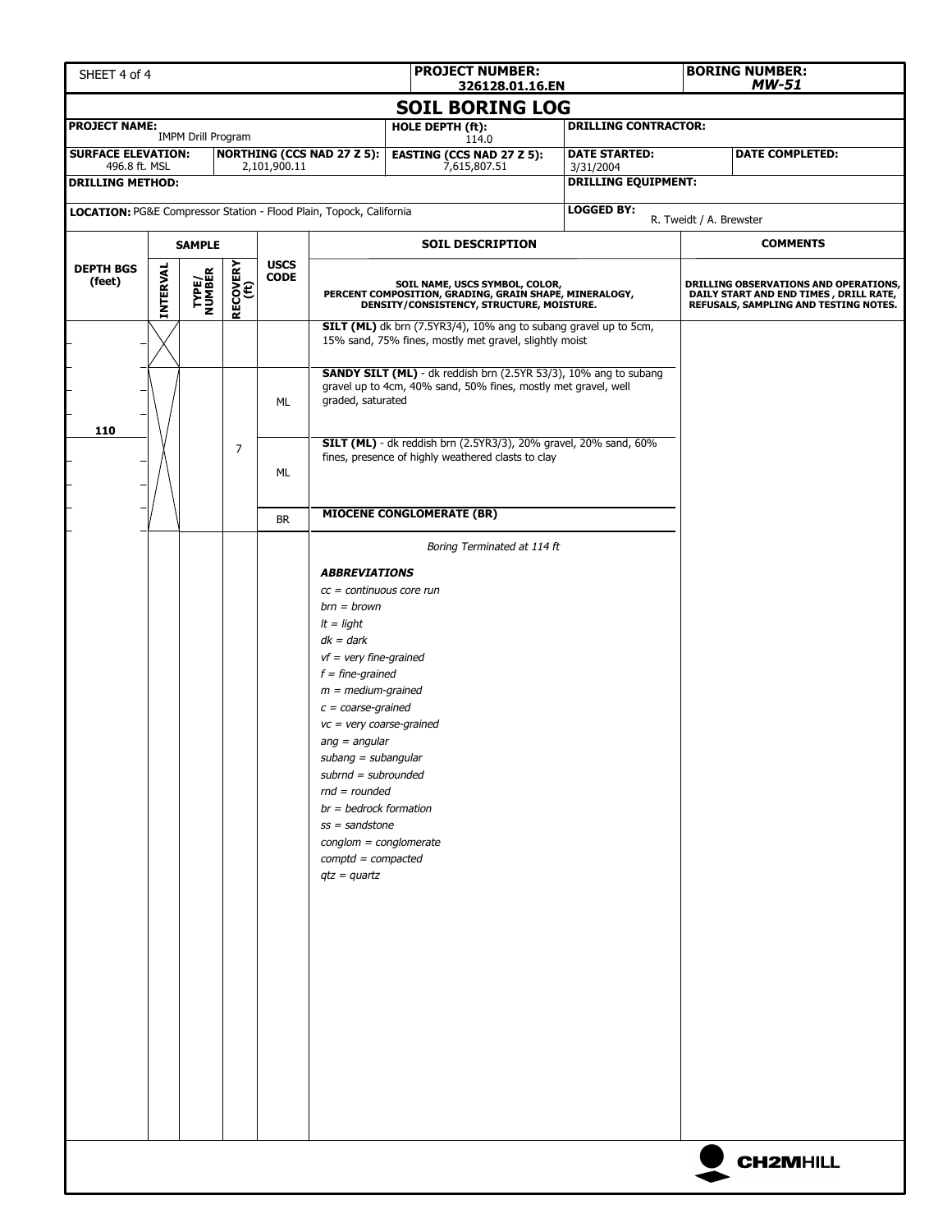| SHEET 4 of 4 | PROJECT NUMBER: 326128.01.16.EN | BORING NUMBER: MW-51 |
|---|---|---|

# SOIL BORING LOG

| | | | |
|---|---|---|---|
| **PROJECT NAME:** IMPM Drill Program | **HOLE DEPTH (ft):** 114.0 | **DRILLING CONTRACTOR:** | |
| **SURFACE ELEVATION:** 496.8 ft. MSL / **NORTHING (CCS NAD 27 Z 5):** 2,101,900.11 | **EASTING (CCS NAD 27 Z 5):** 7,615,807.51 | **DATE STARTED:** 3/31/2004 | **DATE COMPLETED:** |
| **DRILLING METHOD:** | | **DRILLING EQUIPMENT:** | |
| **LOCATION:** PG&E Compressor Station - Flood Plain, Topock, California | | **LOGGED BY:** R. Tweidt / A. Brewster | |

| DEPTH BGS (feet) | SAMPLE INTERVAL | SAMPLE TYPE/NUMBER | SAMPLE RECOVERY (ft) | USCS CODE | SOIL DESCRIPTION (SOIL NAME, USCS SYMBOL, COLOR, PERCENT COMPOSITION, GRADING, GRAIN SHAPE, MINERALOGY, DENSITY/CONSISTENCY, STRUCTURE, MOISTURE.) | COMMENTS (DRILLING OBSERVATIONS AND OPERATIONS, DAILY START AND END TIMES, DRILL RATE, REFUSALS, SAMPLING AND TESTING NOTES.) |
|---|---|---|---|---|---|---|
| | | | | | **SILT (ML)** dk brn (7.5YR3/4), 10% ang to subang gravel up to 5cm, 15% sand, 75% fines, mostly met gravel, slightly moist | |
| | | | | ML | **SANDY SILT (ML)** - dk reddish brn (2.5YR 53/3), 10% ang to subang gravel up to 4cm, 40% sand, 50% fines, mostly met gravel, well graded, saturated | |
| 110 | | | 7 | ML | **SILT (ML)** - dk reddish brn (2.5YR3/3), 20% gravel, 20% sand, 60% fines, presence of highly weathered clasts to clay | |
| | | | | BR | **MIOCENE CONGLOMERATE (BR)** | |

*Boring Terminated at 114 ft*

***ABBREVIATIONS***

*cc = continuous core run*
*brn = brown*
*lt = light*
*dk = dark*
*vf = very fine-grained*
*f = fine-grained*
*m = medium-grained*
*c = coarse-grained*
*vc = very coarse-grained*
*ang = angular*
*subang = subangular*
*subrnd = subrounded*
*rnd = rounded*
*br = bedrock formation*
*ss = sandstone*
*conglom = conglomerate*
*comptd = compacted*
*qtz = quartz*

CH2MHILL